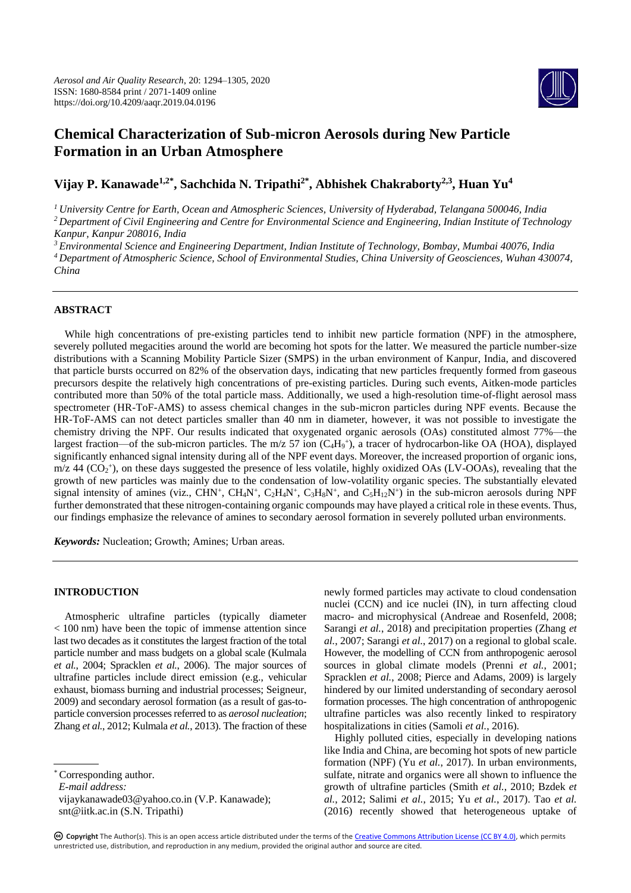*Aerosol and Air Quality Research*, 20: 1294–1305, 2020
ISSN: 1680-8584 print / 2071-1409 online
https://doi.org/10.4209/aaqr.2019.04.0196

# Chemical Characterization of Sub-micron Aerosols during New Particle Formation in an Urban Atmosphere

**Vijay P. Kanawade[1,2*], Sachchida N. Tripathi[2*], Abhishek Chakraborty[2,3], Huan Yu[4]**

[1] *University Centre for Earth, Ocean and Atmospheric Sciences, University of Hyderabad, Telangana 500046, India*
[2] *Department of Civil Engineering and Centre for Environmental Science and Engineering, Indian Institute of Technology Kanpur, Kanpur 208016, India*
[3] *Environmental Science and Engineering Department, Indian Institute of Technology, Bombay, Mumbai 40076, India*
[4] *Department of Atmospheric Science, School of Environmental Studies, China University of Geosciences, Wuhan 430074, China*

## ABSTRACT

While high concentrations of pre-existing particles tend to inhibit new particle formation (NPF) in the atmosphere, severely polluted megacities around the world are becoming hot spots for the latter. We measured the particle number-size distributions with a Scanning Mobility Particle Sizer (SMPS) in the urban environment of Kanpur, India, and discovered that particle bursts occurred on 82% of the observation days, indicating that new particles frequently formed from gaseous precursors despite the relatively high concentrations of pre-existing particles. During such events, Aitken-mode particles contributed more than 50% of the total particle mass. Additionally, we used a high-resolution time-of-flight aerosol mass spectrometer (HR-ToF-AMS) to assess chemical changes in the sub-micron particles during NPF events. Because the HR-ToF-AMS can not detect particles smaller than 40 nm in diameter, however, it was not possible to investigate the chemistry driving the NPF. Our results indicated that oxygenated organic aerosols (OAs) constituted almost 77%—the largest fraction—of the sub-micron particles. The m/z 57 ion ($C_4H_9^+$), a tracer of hydrocarbon-like OA (HOA), displayed significantly enhanced signal intensity during all of the NPF event days. Moreover, the increased proportion of organic ions, m/z 44 ($CO_2^+$), on these days suggested the presence of less volatile, highly oxidized OAs (LV-OOAs), revealing that the growth of new particles was mainly due to the condensation of low-volatility organic species. The substantially elevated signal intensity of amines (viz., $CHN^+$, $CH_4N^+$, $C_2H_4N^+$, $C_3H_8N^+$, and $C_5H_{12}N^+$) in the sub-micron aerosols during NPF further demonstrated that these nitrogen-containing organic compounds may have played a critical role in these events. Thus, our findings emphasize the relevance of amines to secondary aerosol formation in severely polluted urban environments.

***Keywords:*** Nucleation; Growth; Amines; Urban areas.

## INTRODUCTION

Atmospheric ultrafine particles (typically diameter < 100 nm) have been the topic of immense attention since last two decades as it constitutes the largest fraction of the total particle number and mass budgets on a global scale (Kulmala *et al.*, 2004; Spracklen *et al.*, 2006). The major sources of ultrafine particles include direct emission (e.g., vehicular exhaust, biomass burning and industrial processes; Seigneur, 2009) and secondary aerosol formation (as a result of gas-to-particle conversion processes referred to as *aerosol nucleation*; Zhang *et al.*, 2012; Kulmala *et al.*, 2013). The fraction of these newly formed particles may activate to cloud condensation nuclei (CCN) and ice nuclei (IN), in turn affecting cloud macro- and microphysical (Andreae and Rosenfeld, 2008; Sarangi *et al.*, 2018) and precipitation properties (Zhang *et al.*, 2007; Sarangi *et al.*, 2017) on a regional to global scale. However, the modelling of CCN from anthropogenic aerosol sources in global climate models (Prenni *et al.*, 2001; Spracklen *et al.*, 2008; Pierce and Adams, 2009) is largely hindered by our limited understanding of secondary aerosol formation processes. The high concentration of anthropogenic ultrafine particles was also recently linked to respiratory hospitalizations in cities (Samoli *et al.*, 2016).

Highly polluted cities, especially in developing nations like India and China, are becoming hot spots of new particle formation (NPF) (Yu *et al.*, 2017). In urban environments, sulfate, nitrate and organics were all shown to influence the growth of ultrafine particles (Smith *et al.*, 2010; Bzdek *et al.*, 2012; Salimi *et al.*, 2015; Yu *et al.*, 2017). Tao *et al.* (2016) recently showed that heterogeneous uptake of

\* Corresponding author.
*E-mail address:*
vijaykanawade03@yahoo.co.in (V.P. Kanawade);
snt@iitk.ac.in (S.N. Tripathi)

**Copyright** The Author(s). This is an open access article distributed under the terms of the Creative Commons Attribution License (CC BY 4.0), which permits unrestricted use, distribution, and reproduction in any medium, provided the original author and source are cited.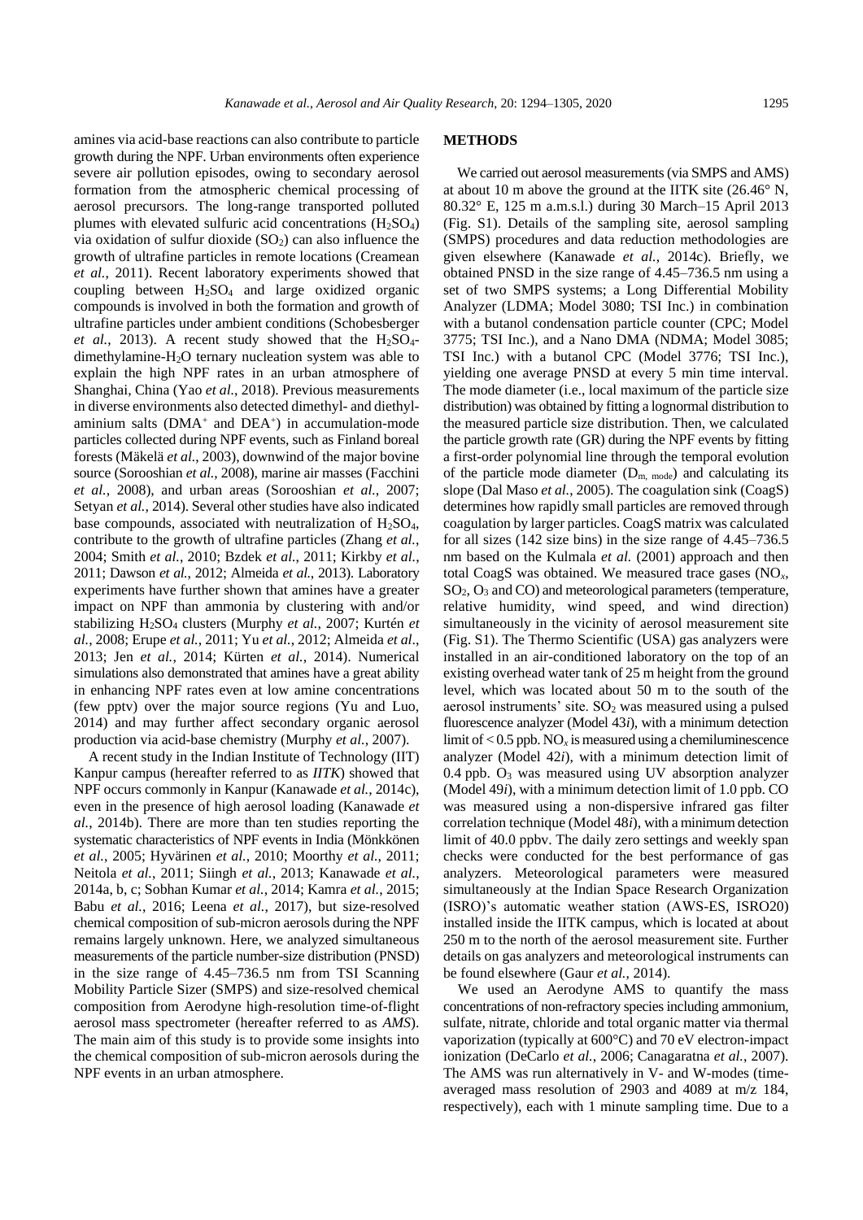amines via acid-base reactions can also contribute to particle growth during the NPF. Urban environments often experience severe air pollution episodes, owing to secondary aerosol formation from the atmospheric chemical processing of aerosol precursors. The long-range transported polluted plumes with elevated sulfuric acid concentrations ($H_2SO_4$) via oxidation of sulfur dioxide ($SO_2$) can also influence the growth of ultrafine particles in remote locations (Creamean *et al.*, 2011). Recent laboratory experiments showed that coupling between $H_2SO_4$ and large oxidized organic compounds is involved in both the formation and growth of ultrafine particles under ambient conditions (Schobesberger *et al.*, 2013). A recent study showed that the $H_2SO_4$-dimethylamine-$H_2O$ ternary nucleation system was able to explain the high NPF rates in an urban atmosphere of Shanghai, China (Yao *et al.*, 2018). Previous measurements in diverse environments also detected dimethyl- and diethyl-aminium salts ($DMA^+$ and $DEA^+$) in accumulation-mode particles collected during NPF events, such as Finland boreal forests (Mäkelä *et al.*, 2003), downwind of the major bovine source (Sorooshian *et al.*, 2008), marine air masses (Facchini *et al.*, 2008), and urban areas (Sorooshian *et al.*, 2007; Setyan *et al.*, 2014). Several other studies have also indicated base compounds, associated with neutralization of $H_2SO_4$, contribute to the growth of ultrafine particles (Zhang *et al.*, 2004; Smith *et al.*, 2010; Bzdek *et al.*, 2011; Kirkby *et al.*, 2011; Dawson *et al.*, 2012; Almeida *et al.*, 2013). Laboratory experiments have further shown that amines have a greater impact on NPF than ammonia by clustering with and/or stabilizing $H_2SO_4$ clusters (Murphy *et al.*, 2007; Kurtén *et al.*, 2008; Erupe *et al.*, 2011; Yu *et al.*, 2012; Almeida *et al.*, 2013; Jen *et al.*, 2014; Kürten *et al.*, 2014). Numerical simulations also demonstrated that amines have a great ability in enhancing NPF rates even at low amine concentrations (few pptv) over the major source regions (Yu and Luo, 2014) and may further affect secondary organic aerosol production via acid-base chemistry (Murphy *et al.*, 2007).

A recent study in the Indian Institute of Technology (IIT) Kanpur campus (hereafter referred to as *IITK*) showed that NPF occurs commonly in Kanpur (Kanawade *et al.*, 2014c), even in the presence of high aerosol loading (Kanawade *et al.*, 2014b). There are more than ten studies reporting the systematic characteristics of NPF events in India (Mönkkönen *et al.*, 2005; Hyvärinen *et al.*, 2010; Moorthy *et al.*, 2011; Neitola *et al.*, 2011; Siingh *et al.*, 2013; Kanawade *et al.*, 2014a, b, c; Sobhan Kumar *et al.*, 2014; Kamra *et al.*, 2015; Babu *et al.*, 2016; Leena *et al.*, 2017), but size-resolved chemical composition of sub-micron aerosols during the NPF remains largely unknown. Here, we analyzed simultaneous measurements of the particle number-size distribution (PNSD) in the size range of 4.45–736.5 nm from TSI Scanning Mobility Particle Sizer (SMPS) and size-resolved chemical composition from Aerodyne high-resolution time-of-flight aerosol mass spectrometer (hereafter referred to as *AMS*). The main aim of this study is to provide some insights into the chemical composition of sub-micron aerosols during the NPF events in an urban atmosphere.

## METHODS

We carried out aerosol measurements (via SMPS and AMS) at about 10 m above the ground at the IITK site (26.46° N, 80.32° E, 125 m a.m.s.l.) during 30 March–15 April 2013 (Fig. S1). Details of the sampling site, aerosol sampling (SMPS) procedures and data reduction methodologies are given elsewhere (Kanawade *et al.*, 2014c). Briefly, we obtained PNSD in the size range of 4.45–736.5 nm using a set of two SMPS systems; a Long Differential Mobility Analyzer (LDMA; Model 3080; TSI Inc.) in combination with a butanol condensation particle counter (CPC; Model 3775; TSI Inc.), and a Nano DMA (NDMA; Model 3085; TSI Inc.) with a butanol CPC (Model 3776; TSI Inc.), yielding one average PNSD at every 5 min time interval. The mode diameter (i.e., local maximum of the particle size distribution) was obtained by fitting a lognormal distribution to the measured particle size distribution. Then, we calculated the particle growth rate (GR) during the NPF events by fitting a first-order polynomial line through the temporal evolution of the particle mode diameter ($D_{m,\ mode}$) and calculating its slope (Dal Maso *et al.*, 2005). The coagulation sink (CoagS) determines how rapidly small particles are removed through coagulation by larger particles. CoagS matrix was calculated for all sizes (142 size bins) in the size range of 4.45–736.5 nm based on the Kulmala *et al.* (2001) approach and then total CoagS was obtained. We measured trace gases ($NO_x$, $SO_2$, $O_3$ and CO) and meteorological parameters (temperature, relative humidity, wind speed, and wind direction) simultaneously in the vicinity of aerosol measurement site (Fig. S1). The Thermo Scientific (USA) gas analyzers were installed in an air-conditioned laboratory on the top of an existing overhead water tank of 25 m height from the ground level, which was located about 50 m to the south of the aerosol instruments' site. $SO_2$ was measured using a pulsed fluorescence analyzer (Model 43*i*), with a minimum detection limit of < 0.5 ppb. $NO_x$ is measured using a chemiluminescence analyzer (Model 42*i*), with a minimum detection limit of 0.4 ppb. $O_3$ was measured using UV absorption analyzer (Model 49*i*), with a minimum detection limit of 1.0 ppb. CO was measured using a non-dispersive infrared gas filter correlation technique (Model 48*i*), with a minimum detection limit of 40.0 ppbv. The daily zero settings and weekly span checks were conducted for the best performance of gas analyzers. Meteorological parameters were measured simultaneously at the Indian Space Research Organization (ISRO)'s automatic weather station (AWS-ES, ISRO20) installed inside the IITK campus, which is located at about 250 m to the north of the aerosol measurement site. Further details on gas analyzers and meteorological instruments can be found elsewhere (Gaur *et al.*, 2014).

We used an Aerodyne AMS to quantify the mass concentrations of non-refractory species including ammonium, sulfate, nitrate, chloride and total organic matter via thermal vaporization (typically at 600°C) and 70 eV electron-impact ionization (DeCarlo *et al.*, 2006; Canagaratna *et al.*, 2007). The AMS was run alternatively in V- and W-modes (time-averaged mass resolution of 2903 and 4089 at m/z 184, respectively), each with 1 minute sampling time. Due to a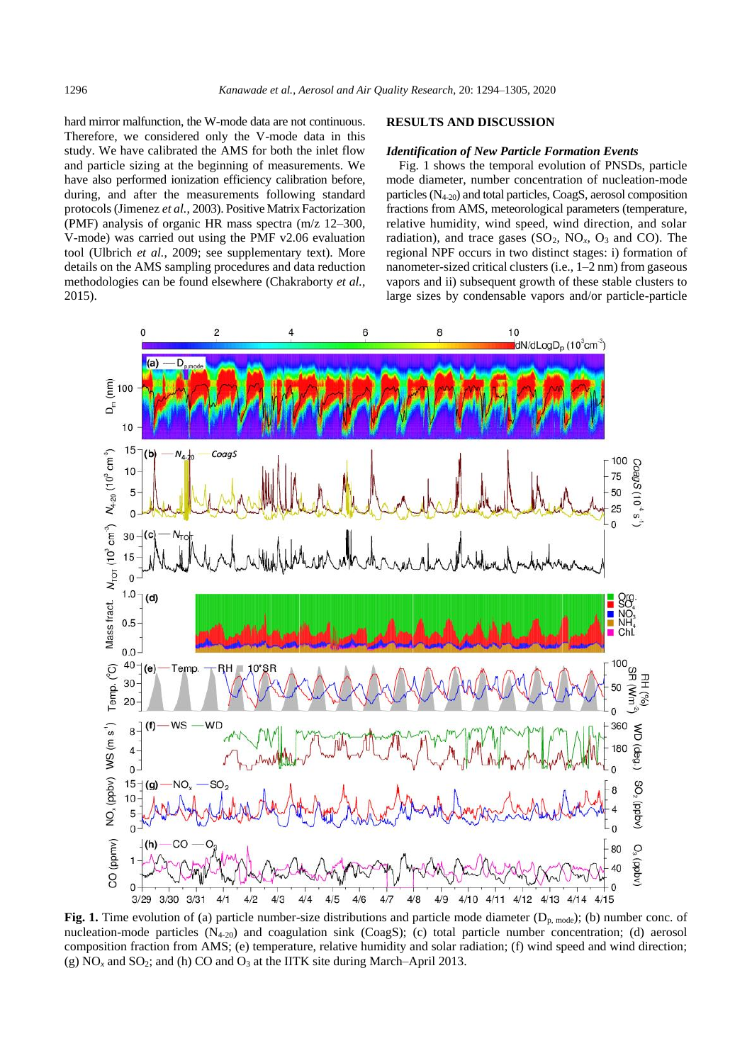hard mirror malfunction, the W-mode data are not continuous. Therefore, we considered only the V-mode data in this study. We have calibrated the AMS for both the inlet flow and particle sizing at the beginning of measurements. We have also performed ionization efficiency calibration before, during, and after the measurements following standard protocols (Jimenez *et al.*, 2003). Positive Matrix Factorization (PMF) analysis of organic HR mass spectra (m/z 12–300, V-mode) was carried out using the PMF v2.06 evaluation tool (Ulbrich *et al.*, 2009; see supplementary text). More details on the AMS sampling procedures and data reduction methodologies can be found elsewhere (Chakraborty *et al.*, 2015).

## RESULTS AND DISCUSSION

### *Identification of New Particle Formation Events*

Fig. 1 shows the temporal evolution of PNSDs, particle mode diameter, number concentration of nucleation-mode particles ($N_{4-20}$) and total particles, CoagS, aerosol composition fractions from AMS, meteorological parameters (temperature, relative humidity, wind speed, wind direction, and solar radiation), and trace gases ($SO_2$, $NO_x$, $O_3$ and CO). The regional NPF occurs in two distinct stages: i) formation of nanometer-sized critical clusters (i.e., 1–2 nm) from gaseous vapors and ii) subsequent growth of these stable clusters to large sizes by condensable vapors and/or particle-particle

**Fig. 1.** Time evolution of (a) particle number-size distributions and particle mode diameter ($D_{p,\,mode}$); (b) number conc. of nucleation-mode particles ($N_{4-20}$) and coagulation sink (CoagS); (c) total particle number concentration; (d) aerosol composition fraction from AMS; (e) temperature, relative humidity and solar radiation; (f) wind speed and wind direction; (g) $NO_x$ and $SO_2$; and (h) CO and $O_3$ at the IITK site during March–April 2013.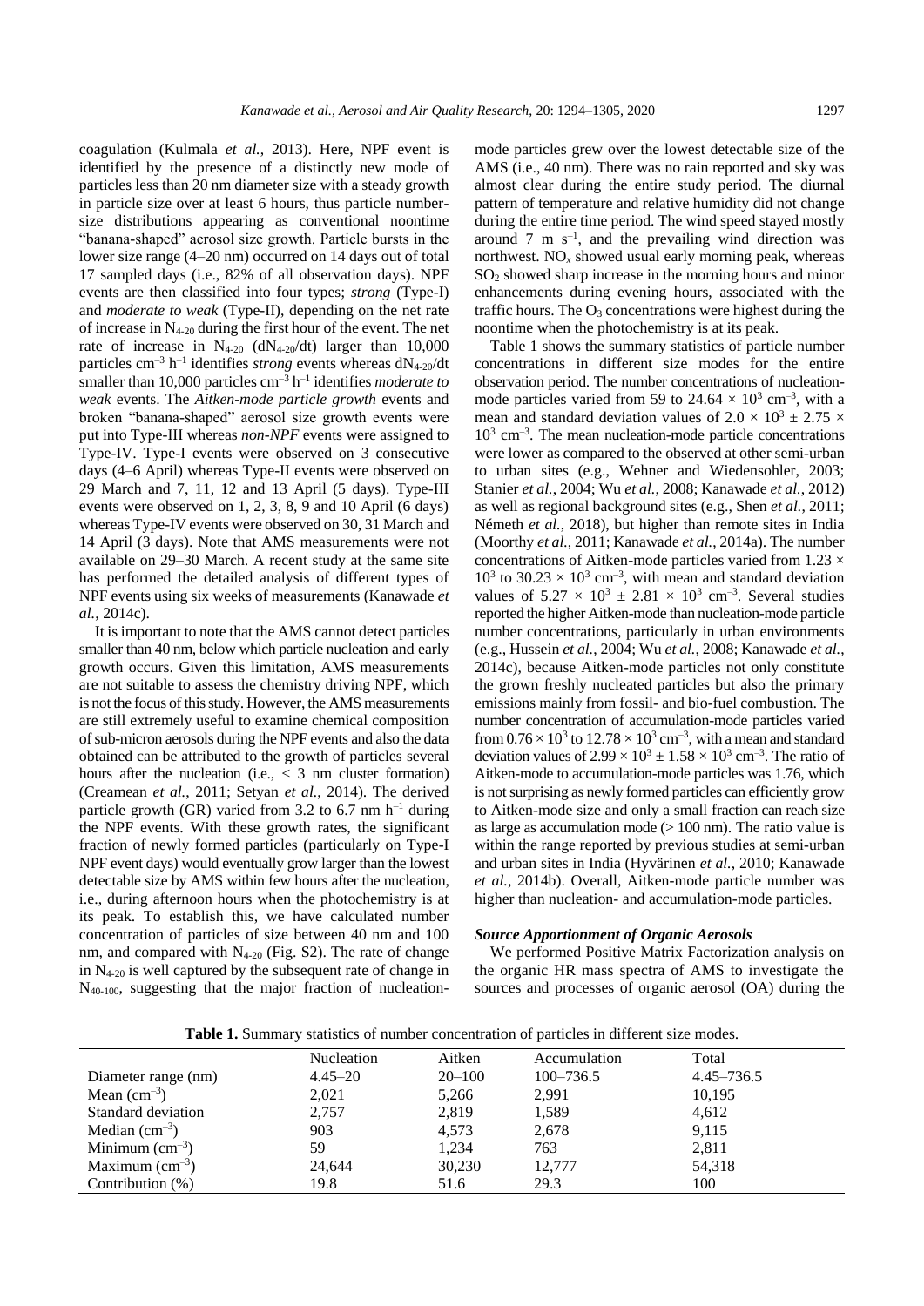coagulation (Kulmala *et al.*, 2013). Here, NPF event is identified by the presence of a distinctly new mode of particles less than 20 nm diameter size with a steady growth in particle size over at least 6 hours, thus particle number-size distributions appearing as conventional noontime "banana-shaped" aerosol size growth. Particle bursts in the lower size range (4–20 nm) occurred on 14 days out of total 17 sampled days (i.e., 82% of all observation days). NPF events are then classified into four types; *strong* (Type-I) and *moderate to weak* (Type-II), depending on the net rate of increase in $N_{4\text{-}20}$ during the first hour of the event. The net rate of increase in $N_{4\text{-}20}$ ($dN_{4\text{-}20}/dt$) larger than 10,000 particles $cm^{-3}$ $h^{-1}$ identifies *strong* events whereas $dN_{4\text{-}20}/dt$ smaller than 10,000 particles $cm^{-3}$ $h^{-1}$ identifies *moderate to weak* events. The *Aitken-mode particle growth* events and broken "banana-shaped" aerosol size growth events were put into Type-III whereas *non-NPF* events were assigned to Type-IV. Type-I events were observed on 3 consecutive days (4–6 April) whereas Type-II events were observed on 29 March and 7, 11, 12 and 13 April (5 days). Type-III events were observed on 1, 2, 3, 8, 9 and 10 April (6 days) whereas Type-IV events were observed on 30, 31 March and 14 April (3 days). Note that AMS measurements were not available on 29–30 March. A recent study at the same site has performed the detailed analysis of different types of NPF events using six weeks of measurements (Kanawade *et al.*, 2014c).

It is important to note that the AMS cannot detect particles smaller than 40 nm, below which particle nucleation and early growth occurs. Given this limitation, AMS measurements are not suitable to assess the chemistry driving NPF, which is not the focus of this study. However, the AMS measurements are still extremely useful to examine chemical composition of sub-micron aerosols during the NPF events and also the data obtained can be attributed to the growth of particles several hours after the nucleation (i.e., < 3 nm cluster formation) (Creamean *et al.*, 2011; Setyan *et al.*, 2014). The derived particle growth (GR) varied from 3.2 to 6.7 nm $h^{-1}$ during the NPF events. With these growth rates, the significant fraction of newly formed particles (particularly on Type-I NPF event days) would eventually grow larger than the lowest detectable size by AMS within few hours after the nucleation, i.e., during afternoon hours when the photochemistry is at its peak. To establish this, we have calculated number concentration of particles of size between 40 nm and 100 nm, and compared with $N_{4\text{-}20}$ (Fig. S2). The rate of change in $N_{4\text{-}20}$ is well captured by the subsequent rate of change in $N_{40\text{-}100}$, suggesting that the major fraction of nucleation-mode particles grew over the lowest detectable size of the AMS (i.e., 40 nm). There was no rain reported and sky was almost clear during the entire study period. The diurnal pattern of temperature and relative humidity did not change during the entire time period. The wind speed stayed mostly around 7 m $s^{-1}$, and the prevailing wind direction was northwest. $NO_x$ showed usual early morning peak, whereas $SO_2$ showed sharp increase in the morning hours and minor enhancements during evening hours, associated with the traffic hours. The $O_3$ concentrations were highest during the noontime when the photochemistry is at its peak.

Table 1 shows the summary statistics of particle number concentrations in different size modes for the entire observation period. The number concentrations of nucleation-mode particles varied from 59 to $24.64 \times 10^3$ $cm^{-3}$, with a mean and standard deviation values of $2.0 \times 10^3 \pm 2.75 \times 10^3$ $cm^{-3}$. The mean nucleation-mode particle concentrations were lower as compared to the observed at other semi-urban to urban sites (e.g., Wehner and Wiedensohler, 2003; Stanier *et al.*, 2004; Wu *et al.*, 2008; Kanawade *et al.*, 2012) as well as regional background sites (e.g., Shen *et al.*, 2011; Németh *et al.*, 2018), but higher than remote sites in India (Moorthy *et al.*, 2011; Kanawade *et al.*, 2014a). The number concentrations of Aitken-mode particles varied from $1.23 \times 10^3$ to $30.23 \times 10^3$ $cm^{-3}$, with mean and standard deviation values of $5.27 \times 10^3 \pm 2.81 \times 10^3$ $cm^{-3}$. Several studies reported the higher Aitken-mode than nucleation-mode particle number concentrations, particularly in urban environments (e.g., Hussein *et al.*, 2004; Wu *et al.*, 2008; Kanawade *et al.*, 2014c), because Aitken-mode particles not only constitute the grown freshly nucleated particles but also the primary emissions mainly from fossil- and bio-fuel combustion. The number concentration of accumulation-mode particles varied from $0.76 \times 10^3$ to $12.78 \times 10^3$ $cm^{-3}$, with a mean and standard deviation values of $2.99 \times 10^3 \pm 1.58 \times 10^3$ $cm^{-3}$. The ratio of Aitken-mode to accumulation-mode particles was 1.76, which is not surprising as newly formed particles can efficiently grow to Aitken-mode size and only a small fraction can reach size as large as accumulation mode (> 100 nm). The ratio value is within the range reported by previous studies at semi-urban and urban sites in India (Hyvärinen *et al.*, 2010; Kanawade *et al.*, 2014b). Overall, Aitken-mode particle number was higher than nucleation- and accumulation-mode particles.

### *Source Apportionment of Organic Aerosols*

We performed Positive Matrix Factorization analysis on the organic HR mass spectra of AMS to investigate the sources and processes of organic aerosol (OA) during the

**Table 1.** Summary statistics of number concentration of particles in different size modes.

| | Nucleation | Aitken | Accumulation | Total |
|---|---|---|---|---|
| Diameter range (nm) | 4.45–20 | 20–100 | 100–736.5 | 4.45–736.5 |
| Mean ($cm^{-3}$) | 2,021 | 5,266 | 2,991 | 10,195 |
| Standard deviation | 2,757 | 2,819 | 1,589 | 4,612 |
| Median ($cm^{-3}$) | 903 | 4,573 | 2,678 | 9,115 |
| Minimum ($cm^{-3}$) | 59 | 1,234 | 763 | 2,811 |
| Maximum ($cm^{-3}$) | 24,644 | 30,230 | 12,777 | 54,318 |
| Contribution (%) | 19.8 | 51.6 | 29.3 | 100 |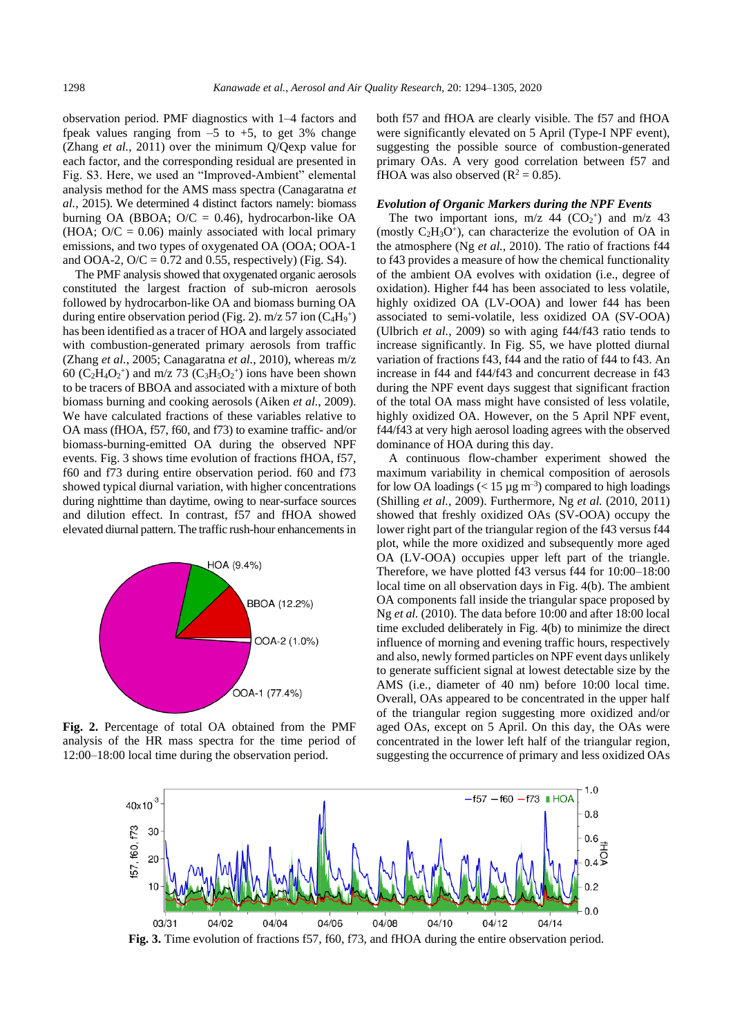observation period. PMF diagnostics with 1–4 factors and fpeak values ranging from –5 to +5, to get 3% change (Zhang *et al.*, 2011) over the minimum Q/Qexp value for each factor, and the corresponding residual are presented in Fig. S3. Here, we used an "Improved-Ambient" elemental analysis method for the AMS mass spectra (Canagaratna *et al.*, 2015). We determined 4 distinct factors namely: biomass burning OA (BBOA; O/C = 0.46), hydrocarbon-like OA (HOA; O/C = 0.06) mainly associated with local primary emissions, and two types of oxygenated OA (OOA; OOA-1 and OOA-2, O/C = 0.72 and 0.55, respectively) (Fig. S4).

The PMF analysis showed that oxygenated organic aerosols constituted the largest fraction of sub-micron aerosols followed by hydrocarbon-like OA and biomass burning OA during entire observation period (Fig. 2). m/z 57 ion ($C_4H_9^+$) has been identified as a tracer of HOA and largely associated with combustion-generated primary aerosols from traffic (Zhang *et al.*, 2005; Canagaratna *et al.*, 2010), whereas m/z 60 ($C_2H_4O_2^+$) and m/z 73 ($C_3H_5O_2^+$) ions have been shown to be tracers of BBOA and associated with a mixture of both biomass burning and cooking aerosols (Aiken *et al.*, 2009). We have calculated fractions of these variables relative to OA mass (fHOA, f57, f60, and f73) to examine traffic- and/or biomass-burning-emitted OA during the observed NPF events. Fig. 3 shows time evolution of fractions fHOA, f57, f60 and f73 during entire observation period. f60 and f73 showed typical diurnal variation, with higher concentrations during nighttime than daytime, owing to near-surface sources and dilution effect. In contrast, f57 and fHOA showed elevated diurnal pattern. The traffic rush-hour enhancements in both f57 and fHOA are clearly visible. The f57 and fHOA were significantly elevated on 5 April (Type-I NPF event), suggesting the possible source of combustion-generated primary OAs. A very good correlation between f57 and fHOA was also observed ($R^2 = 0.85$).

**Fig. 2.** Percentage of total OA obtained from the PMF analysis of the HR mass spectra for the time period of 12:00–18:00 local time during the observation period.

***Evolution of Organic Markers during the NPF Events***

The two important ions, m/z 44 ($CO_2^+$) and m/z 43 (mostly $C_2H_3O^+$), can characterize the evolution of OA in the atmosphere (Ng *et al.*, 2010). The ratio of fractions f44 to f43 provides a measure of how the chemical functionality of the ambient OA evolves with oxidation (i.e., degree of oxidation). Higher f44 has been associated to less volatile, highly oxidized OA (LV-OOA) and lower f44 has been associated to semi-volatile, less oxidized OA (SV-OOA) (Ulbrich *et al.*, 2009) so with aging f44/f43 ratio tends to increase significantly. In Fig. S5, we have plotted diurnal variation of fractions f43, f44 and the ratio of f44 to f43. An increase in f44 and f44/f43 and concurrent decrease in f43 during the NPF event days suggest that significant fraction of the total OA mass might have consisted of less volatile, highly oxidized OA. However, on the 5 April NPF event, f44/f43 at very high aerosol loading agrees with the observed dominance of HOA during this day.

A continuous flow-chamber experiment showed the maximum variability in chemical composition of aerosols for low OA loadings (< 15 µg m$^{-3}$) compared to high loadings (Shilling *et al.*, 2009). Furthermore, Ng *et al.* (2010, 2011) showed that freshly oxidized OAs (SV-OOA) occupy the lower right part of the triangular region of the f43 versus f44 plot, while the more oxidized and subsequently more aged OA (LV-OOA) occupies upper left part of the triangle. Therefore, we have plotted f43 versus f44 for 10:00–18:00 local time on all observation days in Fig. 4(b). The ambient OA components fall inside the triangular space proposed by Ng *et al.* (2010). The data before 10:00 and after 18:00 local time excluded deliberately in Fig. 4(b) to minimize the direct influence of morning and evening traffic hours, respectively and also, newly formed particles on NPF event days unlikely to generate sufficient signal at lowest detectable size by the AMS (i.e., diameter of 40 nm) before 10:00 local time. Overall, OAs appeared to be concentrated in the upper half of the triangular region suggesting more oxidized and/or aged OAs, except on 5 April. On this day, the OAs were concentrated in the lower left half of the triangular region, suggesting the occurrence of primary and less oxidized OAs

**Fig. 3.** Time evolution of fractions f57, f60, f73, and fHOA during the entire observation period.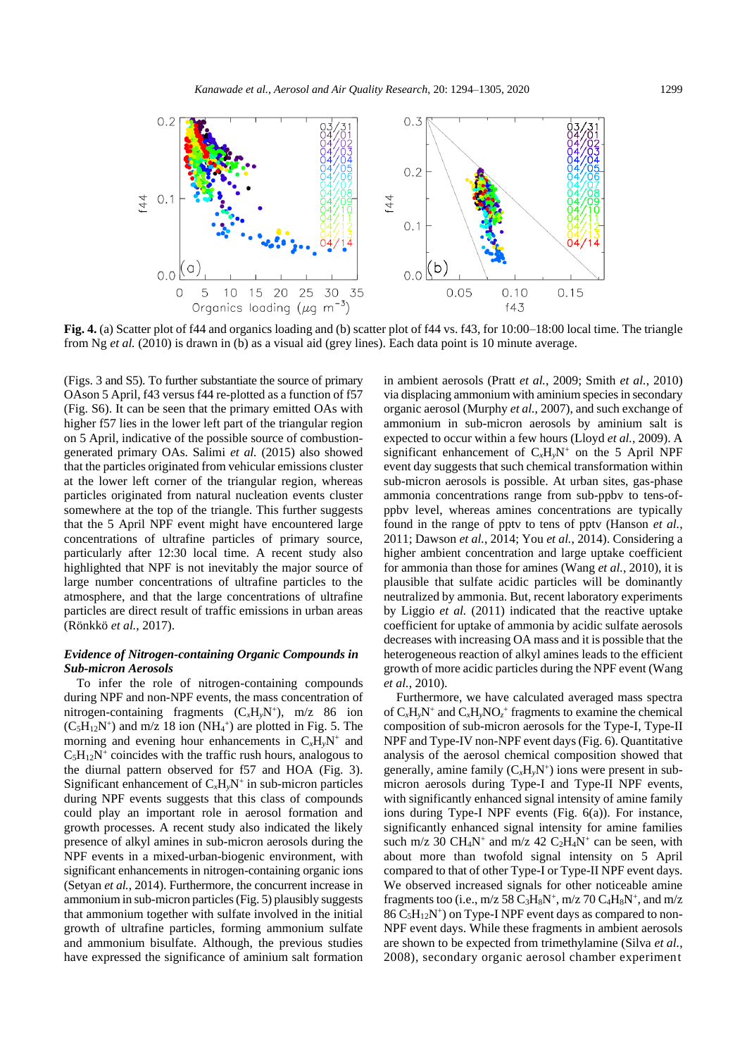**Fig. 4.** (a) Scatter plot of f44 and organics loading and (b) scatter plot of f44 vs. f43, for 10:00–18:00 local time. The triangle from Ng *et al.* (2010) is drawn in (b) as a visual aid (grey lines). Each data point is 10 minute average.

(Figs. 3 and S5). To further substantiate the source of primary OAson 5 April, f43 versus f44 re-plotted as a function of f57 (Fig. S6). It can be seen that the primary emitted OAs with higher f57 lies in the lower left part of the triangular region on 5 April, indicative of the possible source of combustion-generated primary OAs. Salimi *et al.* (2015) also showed that the particles originated from vehicular emissions cluster at the lower left corner of the triangular region, whereas particles originated from natural nucleation events cluster somewhere at the top of the triangle. This further suggests that the 5 April NPF event might have encountered large concentrations of ultrafine particles of primary source, particularly after 12:30 local time. A recent study also highlighted that NPF is not inevitably the major source of large number concentrations of ultrafine particles to the atmosphere, and that the large concentrations of ultrafine particles are direct result of traffic emissions in urban areas (Rönkkö *et al.*, 2017).

### *Evidence of Nitrogen-containing Organic Compounds in Sub-micron Aerosols*

To infer the role of nitrogen-containing compounds during NPF and non-NPF events, the mass concentration of nitrogen-containing fragments ($C_xH_yN^+$), m/z 86 ion ($C_5H_{12}N^+$) and m/z 18 ion ($NH_4^+$) are plotted in Fig. 5. The morning and evening hour enhancements in $C_xH_yN^+$ and $C_5H_{12}N^+$ coincides with the traffic rush hours, analogous to the diurnal pattern observed for f57 and HOA (Fig. 3). Significant enhancement of $C_xH_yN^+$ in sub-micron particles during NPF events suggests that this class of compounds could play an important role in aerosol formation and growth processes. A recent study also indicated the likely presence of alkyl amines in sub-micron aerosols during the NPF events in a mixed-urban-biogenic environment, with significant enhancements in nitrogen-containing organic ions (Setyan *et al.*, 2014). Furthermore, the concurrent increase in ammonium in sub-micron particles (Fig. 5) plausibly suggests that ammonium together with sulfate involved in the initial growth of ultrafine particles, forming ammonium sulfate and ammonium bisulfate. Although, the previous studies have expressed the significance of aminium salt formation in ambient aerosols (Pratt *et al.*, 2009; Smith *et al.*, 2010) via displacing ammonium with aminium species in secondary organic aerosol (Murphy *et al.*, 2007), and such exchange of ammonium in sub-micron aerosols by aminium salt is expected to occur within a few hours (Lloyd *et al.*, 2009). A significant enhancement of $C_xH_yN^+$ on the 5 April NPF event day suggests that such chemical transformation within sub-micron aerosols is possible. At urban sites, gas-phase ammonia concentrations range from sub-ppbv to tens-of-ppbv level, whereas amines concentrations are typically found in the range of pptv to tens of pptv (Hanson *et al.*, 2011; Dawson *et al.*, 2014; You *et al.*, 2014). Considering a higher ambient concentration and large uptake coefficient for ammonia than those for amines (Wang *et al.*, 2010), it is plausible that sulfate acidic particles will be dominantly neutralized by ammonia. But, recent laboratory experiments by Liggio *et al.* (2011) indicated that the reactive uptake coefficient for uptake of ammonia by acidic sulfate aerosols decreases with increasing OA mass and it is possible that the heterogeneous reaction of alkyl amines leads to the efficient growth of more acidic particles during the NPF event (Wang *et al.*, 2010).

Furthermore, we have calculated averaged mass spectra of $C_xH_yN^+$ and $C_xH_yNO_z^+$ fragments to examine the chemical composition of sub-micron aerosols for the Type-I, Type-II NPF and Type-IV non-NPF event days (Fig. 6). Quantitative analysis of the aerosol chemical composition showed that generally, amine family ($C_xH_yN^+$) ions were present in sub-micron aerosols during Type-I and Type-II NPF events, with significantly enhanced signal intensity of amine family ions during Type-I NPF events (Fig. 6(a)). For instance, significantly enhanced signal intensity for amine families such m/z 30 $CH_4N^+$ and m/z 42 $C_2H_4N^+$ can be seen, with about more than twofold signal intensity on 5 April compared to that of other Type-I or Type-II NPF event days. We observed increased signals for other noticeable amine fragments too (i.e., m/z 58 $C_3H_8N^+$, m/z 70 $C_4H_8N^+$, and m/z 86 $C_5H_{12}N^+$) on Type-I NPF event days as compared to non-NPF event days. While these fragments in ambient aerosols are shown to be expected from trimethylamine (Silva *et al.*, 2008), secondary organic aerosol chamber experiment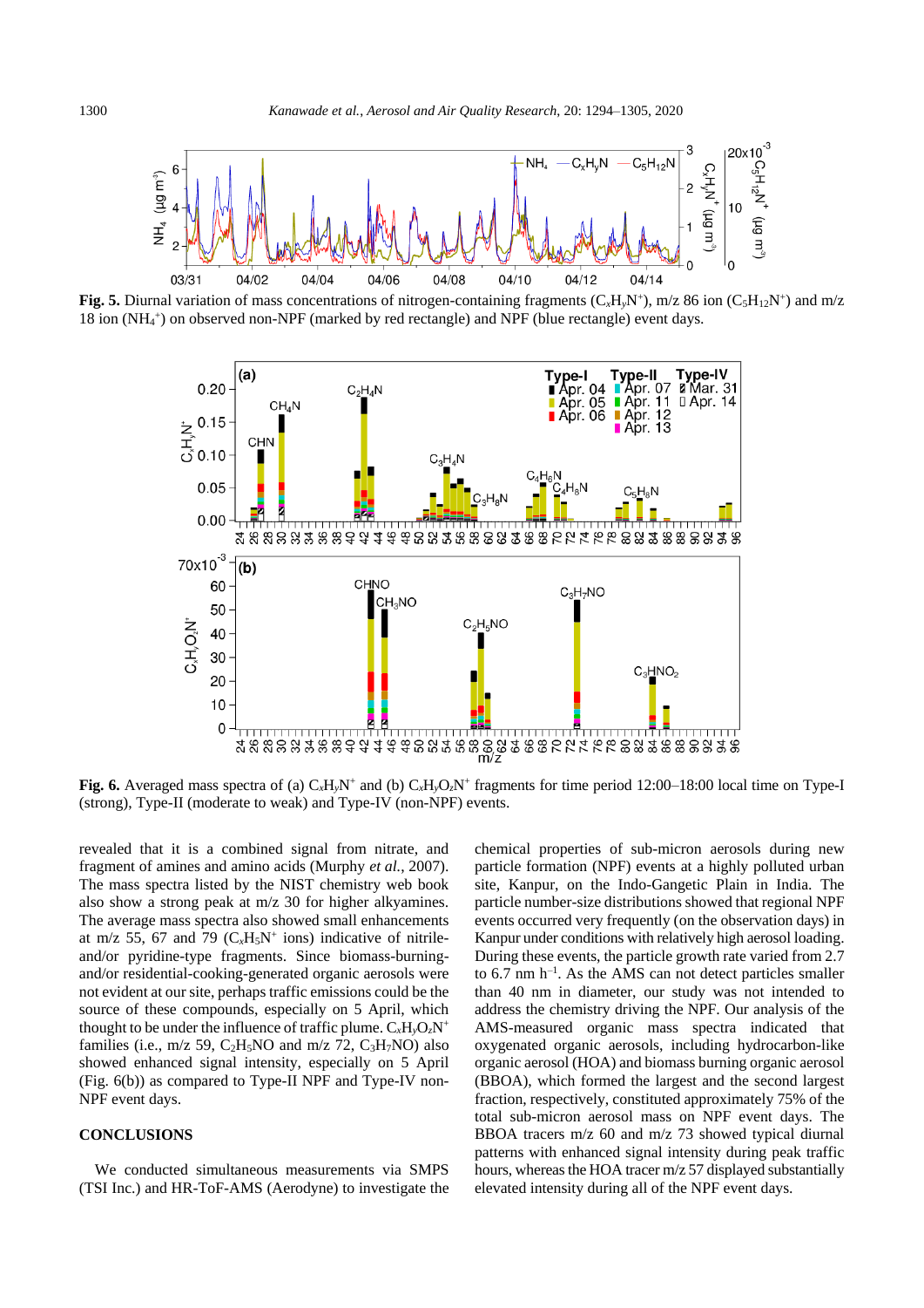**Fig. 5.** Diurnal variation of mass concentrations of nitrogen-containing fragments ($C_xH_yN^+$), m/z 86 ion ($C_5H_{12}N^+$) and m/z 18 ion ($NH_4^+$) on observed non-NPF (marked by red rectangle) and NPF (blue rectangle) event days.

**Fig. 6.** Averaged mass spectra of (a) $C_xH_yN^+$ and (b) $C_xH_yO_zN^+$ fragments for time period 12:00–18:00 local time on Type-I (strong), Type-II (moderate to weak) and Type-IV (non-NPF) events.

revealed that it is a combined signal from nitrate, and fragment of amines and amino acids (Murphy *et al.*, 2007). The mass spectra listed by the NIST chemistry web book also show a strong peak at m/z 30 for higher alkyamines. The average mass spectra also showed small enhancements at m/z 55, 67 and 79 ($C_xH_5N^+$ ions) indicative of nitrile- and/or pyridine-type fragments. Since biomass-burning- and/or residential-cooking-generated organic aerosols were not evident at our site, perhaps traffic emissions could be the source of these compounds, especially on 5 April, which thought to be under the influence of traffic plume. $C_xH_yO_zN^+$ families (i.e., m/z 59, $C_2H_5NO$ and m/z 72, $C_3H_7NO$) also showed enhanced signal intensity, especially on 5 April (Fig. 6(b)) as compared to Type-II NPF and Type-IV non-NPF event days.

## CONCLUSIONS

We conducted simultaneous measurements via SMPS (TSI Inc.) and HR-ToF-AMS (Aerodyne) to investigate the chemical properties of sub-micron aerosols during new particle formation (NPF) events at a highly polluted urban site, Kanpur, on the Indo-Gangetic Plain in India. The particle number-size distributions showed that regional NPF events occurred very frequently (on the observation days) in Kanpur under conditions with relatively high aerosol loading. During these events, the particle growth rate varied from 2.7 to 6.7 nm $h^{-1}$. As the AMS can not detect particles smaller than 40 nm in diameter, our study was not intended to address the chemistry driving the NPF. Our analysis of the AMS-measured organic mass spectra indicated that oxygenated organic aerosols, including hydrocarbon-like organic aerosol (HOA) and biomass burning organic aerosol (BBOA), which formed the largest and the second largest fraction, respectively, constituted approximately 75% of the total sub-micron aerosol mass on NPF event days. The BBOA tracers m/z 60 and m/z 73 showed typical diurnal patterns with enhanced signal intensity during peak traffic hours, whereas the HOA tracer m/z 57 displayed substantially elevated intensity during all of the NPF event days.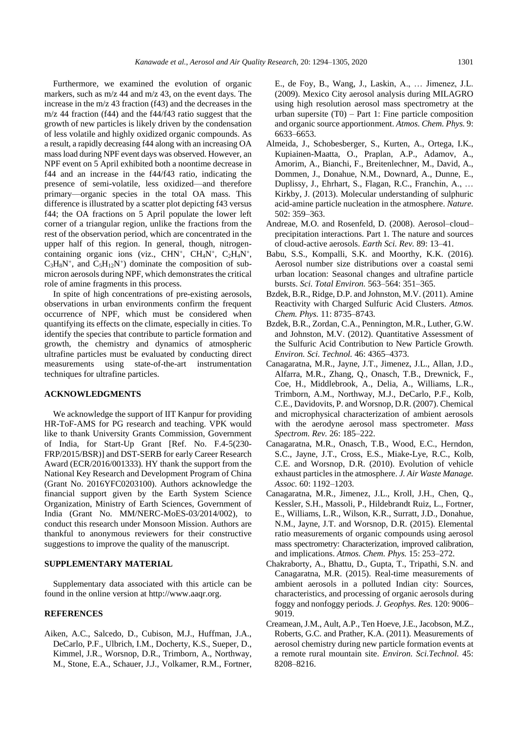Furthermore, we examined the evolution of organic markers, such as m/z 44 and m/z 43, on the event days. The increase in the m/z 43 fraction (f43) and the decreases in the m/z 44 fraction (f44) and the f44/f43 ratio suggest that the growth of new particles is likely driven by the condensation of less volatile and highly oxidized organic compounds. As a result, a rapidly decreasing f44 along with an increasing OA mass load during NPF event days was observed. However, an NPF event on 5 April exhibited both a noontime decrease in f44 and an increase in the f44/f43 ratio, indicating the presence of semi-volatile, less oxidized—and therefore primary—organic species in the total OA mass. This difference is illustrated by a scatter plot depicting f43 versus f44; the OA fractions on 5 April populate the lower left corner of a triangular region, unlike the fractions from the rest of the observation period, which are concentrated in the upper half of this region. In general, though, nitrogen-containing organic ions (viz., $CHN^+$, $CH_4N^+$, $C_2H_4N^+$, $C_3H_8N^+$, and $C_5H_{12}N^+$) dominate the composition of submicron aerosols during NPF, which demonstrates the critical role of amine fragments in this process.

In spite of high concentrations of pre-existing aerosols, observations in urban environments confirm the frequent occurrence of NPF, which must be considered when quantifying its effects on the climate, especially in cities. To identify the species that contribute to particle formation and growth, the chemistry and dynamics of atmospheric ultrafine particles must be evaluated by conducting direct measurements using state-of-the-art instrumentation techniques for ultrafine particles.

## ACKNOWLEDGMENTS

We acknowledge the support of IIT Kanpur for providing HR-ToF-AMS for PG research and teaching. VPK would like to thank University Grants Commission, Government of India, for Start-Up Grant [Ref. No. F.4-5(230-FRP/2015/BSR)] and DST-SERB for early Career Research Award (ECR/2016/001333). HY thank the support from the National Key Research and Development Program of China (Grant No. 2016YFC0203100). Authors acknowledge the financial support given by the Earth System Science Organization, Ministry of Earth Sciences, Government of India (Grant No. MM/NERC-MoES-03/2014/002), to conduct this research under Monsoon Mission. Authors are thankful to anonymous reviewers for their constructive suggestions to improve the quality of the manuscript.

## SUPPLEMENTARY MATERIAL

Supplementary data associated with this article can be found in the online version at http://www.aaqr.org.

## REFERENCES

Aiken, A.C., Salcedo, D., Cubison, M.J., Huffman, J.A., DeCarlo, P.F., Ulbrich, I.M., Docherty, K.S., Sueper, D., Kimmel, J.R., Worsnop, D.R., Trimborn, A., Northway, M., Stone, E.A., Schauer, J.J., Volkamer, R.M., Fortner, E., de Foy, B., Wang, J., Laskin, A., … Jimenez, J.L. (2009). Mexico City aerosol analysis during MILAGRO using high resolution aerosol mass spectrometry at the urban supersite (T0) – Part 1: Fine particle composition and organic source apportionment. *Atmos. Chem. Phys.* 9: 6633–6653.

Almeida, J., Schobesberger, S., Kurten, A., Ortega, I.K., Kupiainen-Maatta, O., Praplan, A.P., Adamov, A., Amorim, A., Bianchi, F., Breitenlechner, M., David, A., Dommen, J., Donahue, N.M., Downard, A., Dunne, E., Duplissy, J., Ehrhart, S., Flagan, R.C., Franchin, A., … Kirkby, J. (2013). Molecular understanding of sulphuric acid-amine particle nucleation in the atmosphere. *Nature.* 502: 359–363.

Andreae, M.O. and Rosenfeld, D. (2008). Aerosol–cloud–precipitation interactions. Part 1. The nature and sources of cloud-active aerosols. *Earth Sci. Rev.* 89: 13–41.

Babu, S.S., Kompalli, S.K. and Moorthy, K.K. (2016). Aerosol number size distributions over a coastal semi urban location: Seasonal changes and ultrafine particle bursts. *Sci. Total Environ.* 563–564: 351–365.

Bzdek, B.R., Ridge, D.P. and Johnston, M.V. (2011). Amine Reactivity with Charged Sulfuric Acid Clusters. *Atmos. Chem. Phys.* 11: 8735–8743.

Bzdek, B.R., Zordan, C.A., Pennington, M.R., Luther, G.W. and Johnston, M.V. (2012). Quantitative Assessment of the Sulfuric Acid Contribution to New Particle Growth. *Environ. Sci. Technol.* 46: 4365–4373.

Canagaratna, M.R., Jayne, J.T., Jimenez, J.L., Allan, J.D., Alfarra, M.R., Zhang, Q., Onasch, T.B., Drewnick, F., Coe, H., Middlebrook, A., Delia, A., Williams, L.R., Trimborn, A.M., Northway, M.J., DeCarlo, P.F., Kolb, C.E., Davidovits, P. and Worsnop, D.R. (2007). Chemical and microphysical characterization of ambient aerosols with the aerodyne aerosol mass spectrometer. *Mass Spectrom. Rev.* 26: 185–222.

Canagaratna, M.R., Onasch, T.B., Wood, E.C., Herndon, S.C., Jayne, J.T., Cross, E.S., Miake-Lye, R.C., Kolb, C.E. and Worsnop, D.R. (2010). Evolution of vehicle exhaust particles in the atmosphere. *J. Air Waste Manage. Assoc.* 60: 1192–1203.

Canagaratna, M.R., Jimenez, J.L., Kroll, J.H., Chen, Q., Kessler, S.H., Massoli, P., Hildebrandt Ruiz, L., Fortner, E., Williams, L.R., Wilson, K.R., Surratt, J.D., Donahue, N.M., Jayne, J.T. and Worsnop, D.R. (2015). Elemental ratio measurements of organic compounds using aerosol mass spectrometry: Characterization, improved calibration, and implications. *Atmos. Chem. Phys.* 15: 253–272.

Chakraborty, A., Bhattu, D., Gupta, T., Tripathi, S.N. and Canagaratna, M.R. (2015). Real-time measurements of ambient aerosols in a polluted Indian city: Sources, characteristics, and processing of organic aerosols during foggy and nonfoggy periods. *J. Geophys. Res.* 120: 9006–9019.

Creamean, J.M., Ault, A.P., Ten Hoeve, J.E., Jacobson, M.Z., Roberts, G.C. and Prather, K.A. (2011). Measurements of aerosol chemistry during new particle formation events at a remote rural mountain site. *Environ. Sci.Technol.* 45: 8208–8216.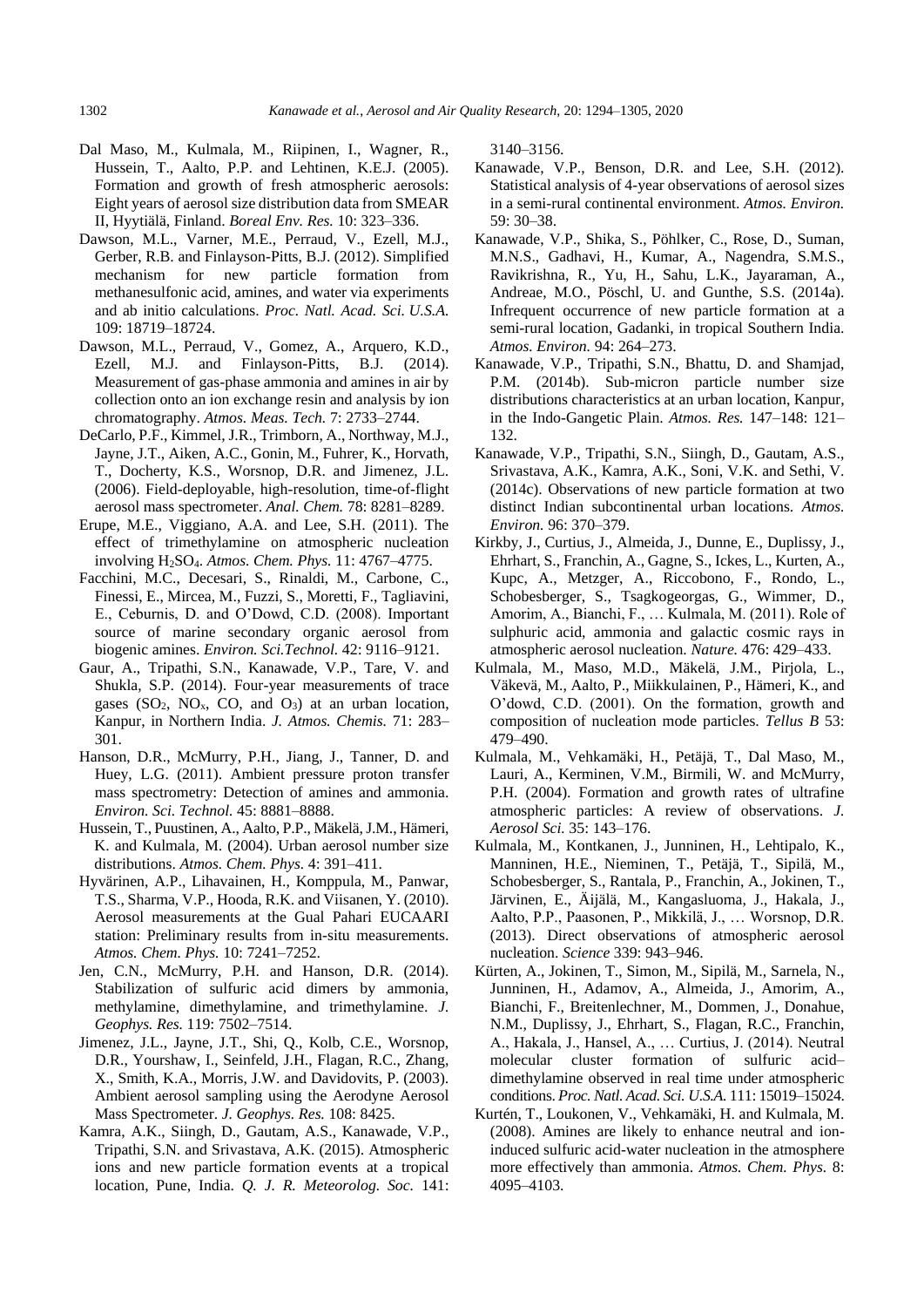Dal Maso, M., Kulmala, M., Riipinen, I., Wagner, R., Hussein, T., Aalto, P.P. and Lehtinen, K.E.J. (2005). Formation and growth of fresh atmospheric aerosols: Eight years of aerosol size distribution data from SMEAR II, Hyytiälä, Finland. *Boreal Env. Res.* 10: 323–336.

Dawson, M.L., Varner, M.E., Perraud, V., Ezell, M.J., Gerber, R.B. and Finlayson-Pitts, B.J. (2012). Simplified mechanism for new particle formation from methanesulfonic acid, amines, and water via experiments and ab initio calculations. *Proc. Natl. Acad. Sci. U.S.A.* 109: 18719–18724.

Dawson, M.L., Perraud, V., Gomez, A., Arquero, K.D., Ezell, M.J. and Finlayson-Pitts, B.J. (2014). Measurement of gas-phase ammonia and amines in air by collection onto an ion exchange resin and analysis by ion chromatography. *Atmos. Meas. Tech.* 7: 2733–2744.

DeCarlo, P.F., Kimmel, J.R., Trimborn, A., Northway, M.J., Jayne, J.T., Aiken, A.C., Gonin, M., Fuhrer, K., Horvath, T., Docherty, K.S., Worsnop, D.R. and Jimenez, J.L. (2006). Field-deployable, high-resolution, time-of-flight aerosol mass spectrometer. *Anal. Chem.* 78: 8281–8289.

Erupe, M.E., Viggiano, A.A. and Lee, S.H. (2011). The effect of trimethylamine on atmospheric nucleation involving $H_2SO_4$. *Atmos. Chem. Phys.* 11: 4767–4775.

Facchini, M.C., Decesari, S., Rinaldi, M., Carbone, C., Finessi, E., Mircea, M., Fuzzi, S., Moretti, F., Tagliavini, E., Ceburnis, D. and O'Dowd, C.D. (2008). Important source of marine secondary organic aerosol from biogenic amines. *Environ. Sci.Technol.* 42: 9116–9121.

Gaur, A., Tripathi, S.N., Kanawade, V.P., Tare, V. and Shukla, S.P. (2014). Four-year measurements of trace gases ($SO_2$, $NO_x$, CO, and $O_3$) at an urban location, Kanpur, in Northern India. *J. Atmos. Chemis.* 71: 283–301.

Hanson, D.R., McMurry, P.H., Jiang, J., Tanner, D. and Huey, L.G. (2011). Ambient pressure proton transfer mass spectrometry: Detection of amines and ammonia. *Environ. Sci. Technol.* 45: 8881–8888.

Hussein, T., Puustinen, A., Aalto, P.P., Mäkelä, J.M., Hämeri, K. and Kulmala, M. (2004). Urban aerosol number size distributions. *Atmos. Chem. Phys.* 4: 391–411.

Hyvärinen, A.P., Lihavainen, H., Komppula, M., Panwar, T.S., Sharma, V.P., Hooda, R.K. and Viisanen, Y. (2010). Aerosol measurements at the Gual Pahari EUCAARI station: Preliminary results from in-situ measurements. *Atmos. Chem. Phys.* 10: 7241–7252.

Jen, C.N., McMurry, P.H. and Hanson, D.R. (2014). Stabilization of sulfuric acid dimers by ammonia, methylamine, dimethylamine, and trimethylamine. *J. Geophys. Res.* 119: 7502–7514.

Jimenez, J.L., Jayne, J.T., Shi, Q., Kolb, C.E., Worsnop, D.R., Yourshaw, I., Seinfeld, J.H., Flagan, R.C., Zhang, X., Smith, K.A., Morris, J.W. and Davidovits, P. (2003). Ambient aerosol sampling using the Aerodyne Aerosol Mass Spectrometer. *J. Geophys. Res.* 108: 8425.

Kamra, A.K., Siingh, D., Gautam, A.S., Kanawade, V.P., Tripathi, S.N. and Srivastava, A.K. (2015). Atmospheric ions and new particle formation events at a tropical location, Pune, India. *Q. J. R. Meteorolog. Soc.* 141: 3140–3156.

Kanawade, V.P., Benson, D.R. and Lee, S.H. (2012). Statistical analysis of 4-year observations of aerosol sizes in a semi-rural continental environment. *Atmos. Environ.* 59: 30–38.

Kanawade, V.P., Shika, S., Pöhlker, C., Rose, D., Suman, M.N.S., Gadhavi, H., Kumar, A., Nagendra, S.M.S., Ravikrishna, R., Yu, H., Sahu, L.K., Jayaraman, A., Andreae, M.O., Pöschl, U. and Gunthe, S.S. (2014a). Infrequent occurrence of new particle formation at a semi-rural location, Gadanki, in tropical Southern India. *Atmos. Environ.* 94: 264–273.

Kanawade, V.P., Tripathi, S.N., Bhattu, D. and Shamjad, P.M. (2014b). Sub-micron particle number size distributions characteristics at an urban location, Kanpur, in the Indo-Gangetic Plain. *Atmos. Res.* 147–148: 121–132.

Kanawade, V.P., Tripathi, S.N., Siingh, D., Gautam, A.S., Srivastava, A.K., Kamra, A.K., Soni, V.K. and Sethi, V. (2014c). Observations of new particle formation at two distinct Indian subcontinental urban locations. *Atmos. Environ.* 96: 370–379.

Kirkby, J., Curtius, J., Almeida, J., Dunne, E., Duplissy, J., Ehrhart, S., Franchin, A., Gagne, S., Ickes, L., Kurten, A., Kupc, A., Metzger, A., Riccobono, F., Rondo, L., Schobesberger, S., Tsagkogeorgas, G., Wimmer, D., Amorim, A., Bianchi, F., … Kulmala, M. (2011). Role of sulphuric acid, ammonia and galactic cosmic rays in atmospheric aerosol nucleation. *Nature.* 476: 429–433.

Kulmala, M., Maso, M.D., Mäkelä, J.M., Pirjola, L., Väkevä, M., Aalto, P., Miikkulainen, P., Hämeri, K., and O'dowd, C.D. (2001). On the formation, growth and composition of nucleation mode particles. *Tellus B* 53: 479–490.

Kulmala, M., Vehkamäki, H., Petäjä, T., Dal Maso, M., Lauri, A., Kerminen, V.M., Birmili, W. and McMurry, P.H. (2004). Formation and growth rates of ultrafine atmospheric particles: A review of observations. *J. Aerosol Sci.* 35: 143–176.

Kulmala, M., Kontkanen, J., Junninen, H., Lehtipalo, K., Manninen, H.E., Nieminen, T., Petäjä, T., Sipilä, M., Schobesberger, S., Rantala, P., Franchin, A., Jokinen, T., Järvinen, E., Äijälä, M., Kangasluoma, J., Hakala, J., Aalto, P.P., Paasonen, P., Mikkilä, J., … Worsnop, D.R. (2013). Direct observations of atmospheric aerosol nucleation. *Science* 339: 943–946.

Kürten, A., Jokinen, T., Simon, M., Sipilä, M., Sarnela, N., Junninen, H., Adamov, A., Almeida, J., Amorim, A., Bianchi, F., Breitenlechner, M., Dommen, J., Donahue, N.M., Duplissy, J., Ehrhart, S., Flagan, R.C., Franchin, A., Hakala, J., Hansel, A., … Curtius, J. (2014). Neutral molecular cluster formation of sulfuric acid–dimethylamine observed in real time under atmospheric conditions. *Proc. Natl. Acad. Sci. U.S.A.* 111: 15019–15024.

Kurtén, T., Loukonen, V., Vehkamäki, H. and Kulmala, M. (2008). Amines are likely to enhance neutral and ion-induced sulfuric acid-water nucleation in the atmosphere more effectively than ammonia. *Atmos. Chem. Phys.* 8: 4095–4103.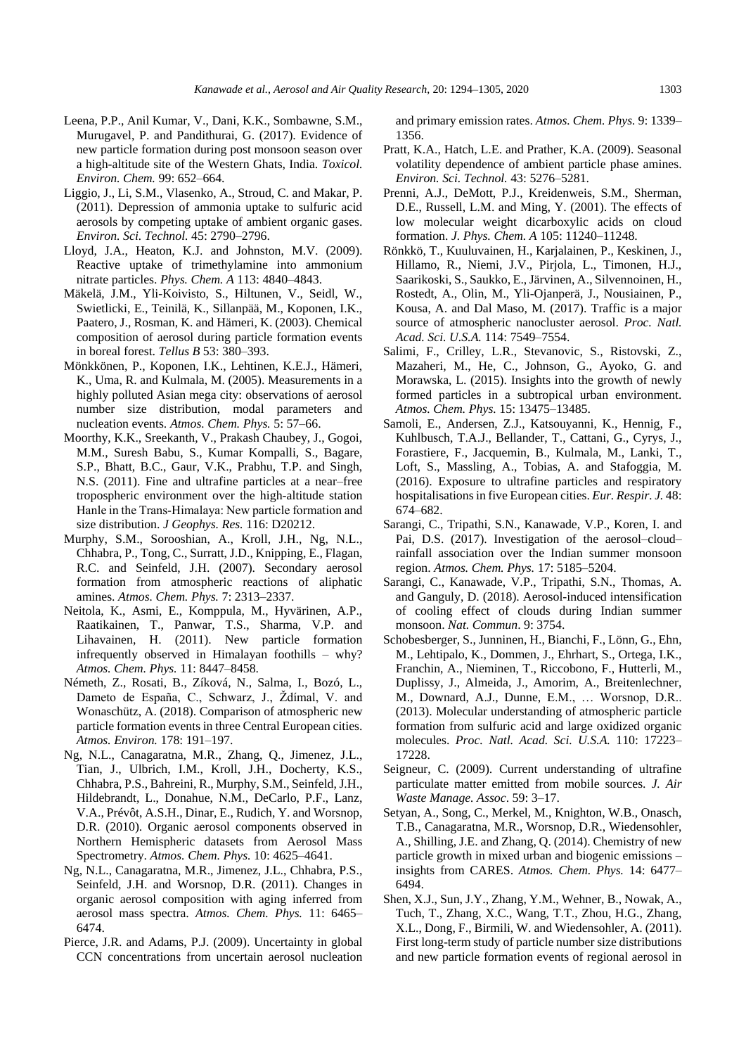Leena, P.P., Anil Kumar, V., Dani, K.K., Sombawne, S.M., Murugavel, P. and Pandithurai, G. (2017). Evidence of new particle formation during post monsoon season over a high-altitude site of the Western Ghats, India. *Toxicol. Environ. Chem.* 99: 652–664.

Liggio, J., Li, S.M., Vlasenko, A., Stroud, C. and Makar, P. (2011). Depression of ammonia uptake to sulfuric acid aerosols by competing uptake of ambient organic gases. *Environ. Sci. Technol.* 45: 2790–2796.

Lloyd, J.A., Heaton, K.J. and Johnston, M.V. (2009). Reactive uptake of trimethylamine into ammonium nitrate particles. *Phys. Chem. A* 113: 4840–4843.

Mäkelä, J.M., Yli-Koivisto, S., Hiltunen, V., Seidl, W., Swietlicki, E., Teinilä, K., Sillanpää, M., Koponen, I.K., Paatero, J., Rosman, K. and Hämeri, K. (2003). Chemical composition of aerosol during particle formation events in boreal forest. *Tellus B* 53: 380–393.

Mönkkönen, P., Koponen, I.K., Lehtinen, K.E.J., Hämeri, K., Uma, R. and Kulmala, M. (2005). Measurements in a highly polluted Asian mega city: observations of aerosol number size distribution, modal parameters and nucleation events. *Atmos. Chem. Phys.* 5: 57–66.

Moorthy, K.K., Sreekanth, V., Prakash Chaubey, J., Gogoi, M.M., Suresh Babu, S., Kumar Kompalli, S., Bagare, S.P., Bhatt, B.C., Gaur, V.K., Prabhu, T.P. and Singh, N.S. (2011). Fine and ultrafine particles at a near–free tropospheric environment over the high-altitude station Hanle in the Trans-Himalaya: New particle formation and size distribution. *J Geophys. Res.* 116: D20212.

Murphy, S.M., Sorooshian, A., Kroll, J.H., Ng, N.L., Chhabra, P., Tong, C., Surratt, J.D., Knipping, E., Flagan, R.C. and Seinfeld, J.H. (2007). Secondary aerosol formation from atmospheric reactions of aliphatic amines. *Atmos. Chem. Phys.* 7: 2313–2337.

Neitola, K., Asmi, E., Komppula, M., Hyvärinen, A.P., Raatikainen, T., Panwar, T.S., Sharma, V.P. and Lihavainen, H. (2011). New particle formation infrequently observed in Himalayan foothills – why? *Atmos. Chem. Phys.* 11: 8447–8458.

Németh, Z., Rosati, B., Zíková, N., Salma, I., Bozó, L., Dameto de España, C., Schwarz, J., Ždímal, V. and Wonaschütz, A. (2018). Comparison of atmospheric new particle formation events in three Central European cities. *Atmos. Environ.* 178: 191–197.

Ng, N.L., Canagaratna, M.R., Zhang, Q., Jimenez, J.L., Tian, J., Ulbrich, I.M., Kroll, J.H., Docherty, K.S., Chhabra, P.S., Bahreini, R., Murphy, S.M., Seinfeld, J.H., Hildebrandt, L., Donahue, N.M., DeCarlo, P.F., Lanz, V.A., Prévôt, A.S.H., Dinar, E., Rudich, Y. and Worsnop, D.R. (2010). Organic aerosol components observed in Northern Hemispheric datasets from Aerosol Mass Spectrometry. *Atmos. Chem. Phys.* 10: 4625–4641.

Ng, N.L., Canagaratna, M.R., Jimenez, J.L., Chhabra, P.S., Seinfeld, J.H. and Worsnop, D.R. (2011). Changes in organic aerosol composition with aging inferred from aerosol mass spectra. *Atmos. Chem. Phys.* 11: 6465–6474.

Pierce, J.R. and Adams, P.J. (2009). Uncertainty in global CCN concentrations from uncertain aerosol nucleation and primary emission rates. *Atmos. Chem. Phys.* 9: 1339–1356.

Pratt, K.A., Hatch, L.E. and Prather, K.A. (2009). Seasonal volatility dependence of ambient particle phase amines. *Environ. Sci. Technol.* 43: 5276–5281.

Prenni, A.J., DeMott, P.J., Kreidenweis, S.M., Sherman, D.E., Russell, L.M. and Ming, Y. (2001). The effects of low molecular weight dicarboxylic acids on cloud formation. *J. Phys. Chem. A* 105: 11240–11248.

Rönkkö, T., Kuuluvainen, H., Karjalainen, P., Keskinen, J., Hillamo, R., Niemi, J.V., Pirjola, L., Timonen, H.J., Saarikoski, S., Saukko, E., Järvinen, A., Silvennoinen, H., Rostedt, A., Olin, M., Yli-Ojanperä, J., Nousiainen, P., Kousa, A. and Dal Maso, M. (2017). Traffic is a major source of atmospheric nanocluster aerosol. *Proc. Natl. Acad. Sci. U.S.A.* 114: 7549–7554.

Salimi, F., Crilley, L.R., Stevanovic, S., Ristovski, Z., Mazaheri, M., He, C., Johnson, G., Ayoko, G. and Morawska, L. (2015). Insights into the growth of newly formed particles in a subtropical urban environment. *Atmos. Chem. Phys.* 15: 13475–13485.

Samoli, E., Andersen, Z.J., Katsouyanni, K., Hennig, F., Kuhlbusch, T.A.J., Bellander, T., Cattani, G., Cyrys, J., Forastiere, F., Jacquemin, B., Kulmala, M., Lanki, T., Loft, S., Massling, A., Tobias, A. and Stafoggia, M. (2016). Exposure to ultrafine particles and respiratory hospitalisations in five European cities. *Eur. Respir. J.* 48: 674–682.

Sarangi, C., Tripathi, S.N., Kanawade, V.P., Koren, I. and Pai, D.S. (2017). Investigation of the aerosol–cloud–rainfall association over the Indian summer monsoon region. *Atmos. Chem. Phys.* 17: 5185–5204.

Sarangi, C., Kanawade, V.P., Tripathi, S.N., Thomas, A. and Ganguly, D. (2018). Aerosol-induced intensification of cooling effect of clouds during Indian summer monsoon. *Nat. Commun*. 9: 3754.

Schobesberger, S., Junninen, H., Bianchi, F., Lönn, G., Ehn, M., Lehtipalo, K., Dommen, J., Ehrhart, S., Ortega, I.K., Franchin, A., Nieminen, T., Riccobono, F., Hutterli, M., Duplissy, J., Almeida, J., Amorim, A., Breitenlechner, M., Downard, A.J., Dunne, E.M., … Worsnop, D.R.. (2013). Molecular understanding of atmospheric particle formation from sulfuric acid and large oxidized organic molecules. *Proc. Natl. Acad. Sci. U.S.A.* 110: 17223–17228.

Seigneur, C. (2009). Current understanding of ultrafine particulate matter emitted from mobile sources. *J. Air Waste Manage. Assoc*. 59: 3–17.

Setyan, A., Song, C., Merkel, M., Knighton, W.B., Onasch, T.B., Canagaratna, M.R., Worsnop, D.R., Wiedensohler, A., Shilling, J.E. and Zhang, Q. (2014). Chemistry of new particle growth in mixed urban and biogenic emissions – insights from CARES. *Atmos. Chem. Phys.* 14: 6477–6494.

Shen, X.J., Sun, J.Y., Zhang, Y.M., Wehner, B., Nowak, A., Tuch, T., Zhang, X.C., Wang, T.T., Zhou, H.G., Zhang, X.L., Dong, F., Birmili, W. and Wiedensohler, A. (2011). First long-term study of particle number size distributions and new particle formation events of regional aerosol in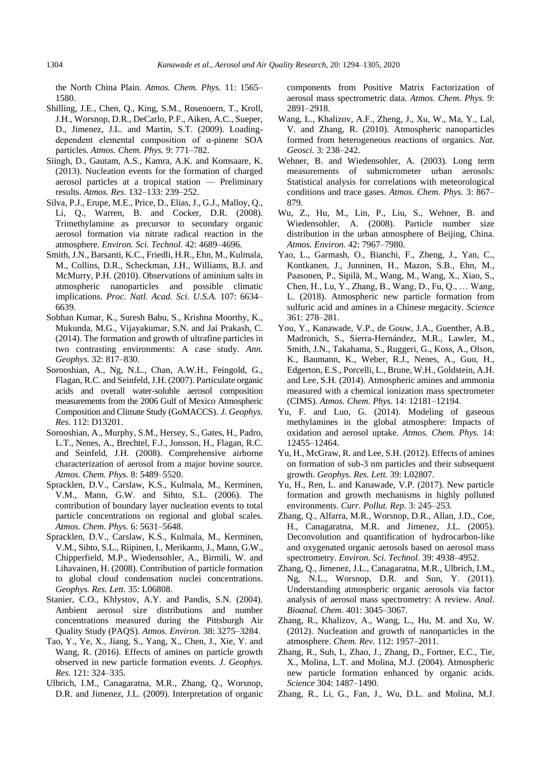the North China Plain. *Atmos. Chem. Phys.* 11: 1565–1580.

Shilling, J.E., Chen, Q., King, S.M., Rosenoern, T., Kroll, J.H., Worsnop, D.R., DeCarlo, P.F., Aiken, A.C., Sueper, D., Jimenez, J.L. and Martin, S.T. (2009). Loading-dependent elemental composition of α-pinene SOA particles. *Atmos. Chem. Phys.* 9: 771–782.

Siingh, D., Gautam, A.S., Kamra, A.K. and Komsaare, K. (2013). Nucleation events for the formation of charged aerosol particles at a tropical station — Preliminary results. *Atmos. Res.* 132–133: 239–252.

Silva, P.J., Erupe, M.E., Price, D., Elias, J., G.J., Malloy, Q., Li, Q., Warren, B. and Cocker, D.R. (2008). Trimethylamine as precursor to secondary organic aerosol formation via nitrate radical reaction in the atmosphere. *Environ. Sci. Technol.* 42: 4689–4696.

Smith, J.N., Barsanti, K.C., Friedli, H.R., Ehn, M., Kulmala, M., Collins, D.R., Scheckman, J.H., Williams, B.J. and McMurry, P.H. (2010). Observations of aminium salts in atmospheric nanoparticles and possible climatic implications. *Proc. Natl. Acad. Sci. U.S.A.* 107: 6634–6639.

Sobhan Kumar, K., Suresh Babu, S., Krishna Moorthy, K., Mukunda, M.G., Vijayakumar, S.N. and Jai Prakash, C. (2014). The formation and growth of ultrafine particles in two contrasting environments: A case study. *Ann. Geophys.* 32: 817–830.

Sorooshian, A., Ng, N.L., Chan, A.W.H., Feingold, G., Flagan, R.C. and Seinfeld, J.H. (2007). Particulate organic acids and overall water-soluble aerosol composition measurements from the 2006 Gulf of Mexico Atmospheric Composition and Climate Study (GoMACCS). *J. Geophys. Res.* 112: D13201.

Sorooshian, A., Murphy, S.M., Hersey, S., Gates, H., Padro, L.T., Nenes, A., Brechtel, F.J., Jonsson, H., Flagan, R.C. and Seinfeld, J.H. (2008). Comprehensive airborne characterization of aerosol from a major bovine source. *Atmos. Chem. Phys.* 8: 5489–5520.

Spracklen, D.V., Carslaw, K.S., Kulmala, M., Kerminen, V.M., Mann, G.W. and Sihto, S.L. (2006). The contribution of boundary layer nucleation events to total particle concentrations on regional and global scales. *Atmos. Chem. Phys.* 6: 5631–5648.

Spracklen, D.V., Carslaw, K.S., Kulmala, M., Kerminen, V.M., Sihto, S.L., Riipinen, I., Merikanto, J., Mann, G.W., Chipperfield, M.P., Wiedensohler, A., Birmili, W. and Lihavainen, H. (2008). Contribution of particle formation to global cloud condensation nuclei concentrations. *Geophys. Res. Lett.* 35: L06808.

Stanier, C.O., Khlystov, A.Y. and Pandis, S.N. (2004). Ambient aerosol size distributions and number concentrations measured during the Pittsburgh Air Quality Study (PAQS). *Atmos. Environ.* 38: 3275–3284.

Tao, Y., Ye, X., Jiang, S., Yang, X., Chen, J., Xie, Y. and Wang, R. (2016). Effects of amines on particle growth observed in new particle formation events. *J. Geophys. Res.* 121: 324–335.

Ulbrich, I.M., Canagaratna, M.R., Zhang, Q., Worsnop, D.R. and Jimenez, J.L. (2009). Interpretation of organic components from Positive Matrix Factorization of aerosol mass spectrometric data. *Atmos. Chem. Phys.* 9: 2891–2918.

Wang, L., Khalizov, A.F., Zheng, J., Xu, W., Ma, Y., Lal, V. and Zhang, R. (2010). Atmospheric nanoparticles formed from heterogeneous reactions of organics. *Nat. Geosci.* 3: 238–242.

Wehner, B. and Wiedensohler, A. (2003). Long term measurements of submicrometer urban aerosols: Statistical analysis for correlations with meteorological conditions and trace gases. *Atmos. Chem. Phys.* 3: 867–879.

Wu, Z., Hu, M., Lin, P., Liu, S., Wehner, B. and Wiedensohler, A. (2008). Particle number size distribution in the urban atmosphere of Beijing, China. *Atmos. Environ.* 42: 7967–7980.

Yao, L., Garmash, O., Bianchi, F., Zheng, J., Yan, C., Kontkanen, J., Junninen, H., Mazon, S.B., Ehn, M., Paasonen, P., Sipilä, M., Wang, M., Wang, X., Xiao, S., Chen, H., Lu, Y., Zhang, B., Wang, D., Fu, Q., … Wang, L. (2018). Atmospheric new particle formation from sulfuric acid and amines in a Chinese megacity. *Science* 361: 278–281.

You, Y., Kanawade, V.P., de Gouw, J.A., Guenther, A.B., Madronich, S., Sierra-Hernández, M.R., Lawler, M., Smith, J.N., Takahama, S., Ruggeri, G., Koss, A., Olson, K., Baumann, K., Weber, R.J., Nenes, A., Guo, H., Edgerton, E.S., Porcelli, L., Brune, W.H., Goldstein, A.H. and Lee, S.H. (2014). Atmospheric amines and ammonia measured with a chemical ionization mass spectrometer (CIMS). *Atmos. Chem. Phys.* 14: 12181–12194.

Yu, F. and Luo, G. (2014). Modeling of gaseous methylamines in the global atmosphere: Impacts of oxidation and aerosol uptake. *Atmos. Chem. Phys.* 14: 12455–12464.

Yu, H., McGraw, R. and Lee, S.H. (2012). Effects of amines on formation of sub-3 nm particles and their subsequent growth. *Geophys. Res. Lett.* 39: L02807.

Yu, H., Ren, L. and Kanawade, V.P. (2017). New particle formation and growth mechanisms in highly polluted environments. *Curr. Pollut. Rep.* 3: 245–253.

Zhang, Q., Alfarra, M.R., Worsnop, D.R., Allan, J.D., Coe, H., Canagaratna, M.R. and Jimenez, J.L. (2005). Deconvolution and quantification of hydrocarbon-like and oxygenated organic aerosols based on aerosol mass spectrometry. *Environ. Sci. Technol.* 39: 4938–4952.

Zhang, Q., Jimenez, J.L., Canagaratna, M.R., Ulbrich, I.M., Ng, N.L., Worsnop, D.R. and Sun, Y. (2011). Understanding atmospheric organic aerosols via factor analysis of aerosol mass spectrometry: A review. *Anal. Bioanal. Chem.* 401: 3045–3067.

Zhang, R., Khalizov, A., Wang, L., Hu, M. and Xu, W. (2012). Nucleation and growth of nanoparticles in the atmosphere. *Chem. Rev.* 112: 1957–2011.

Zhang, R., Suh, I., Zhao, J., Zhang, D., Fortner, E.C., Tie, X., Molina, L.T. and Molina, M.J. (2004). Atmospheric new particle formation enhanced by organic acids. *Science* 304: 1487–1490.

Zhang, R., Li, G., Fan, J., Wu, D.L. and Molina, M.J.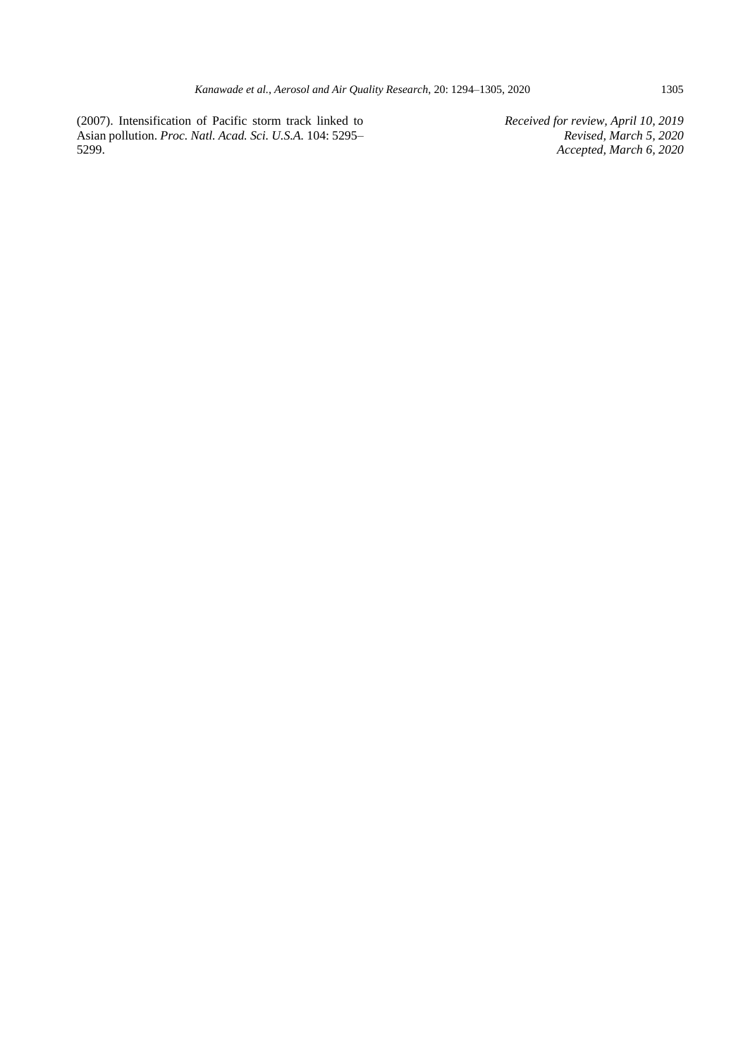(2007). Intensification of Pacific storm track linked to Asian pollution. *Proc. Natl. Acad. Sci. U.S.A.* 104: 5295–5299.

*Received for review, April 10, 2019*
*Revised, March 5, 2020*
*Accepted, March 6, 2020*